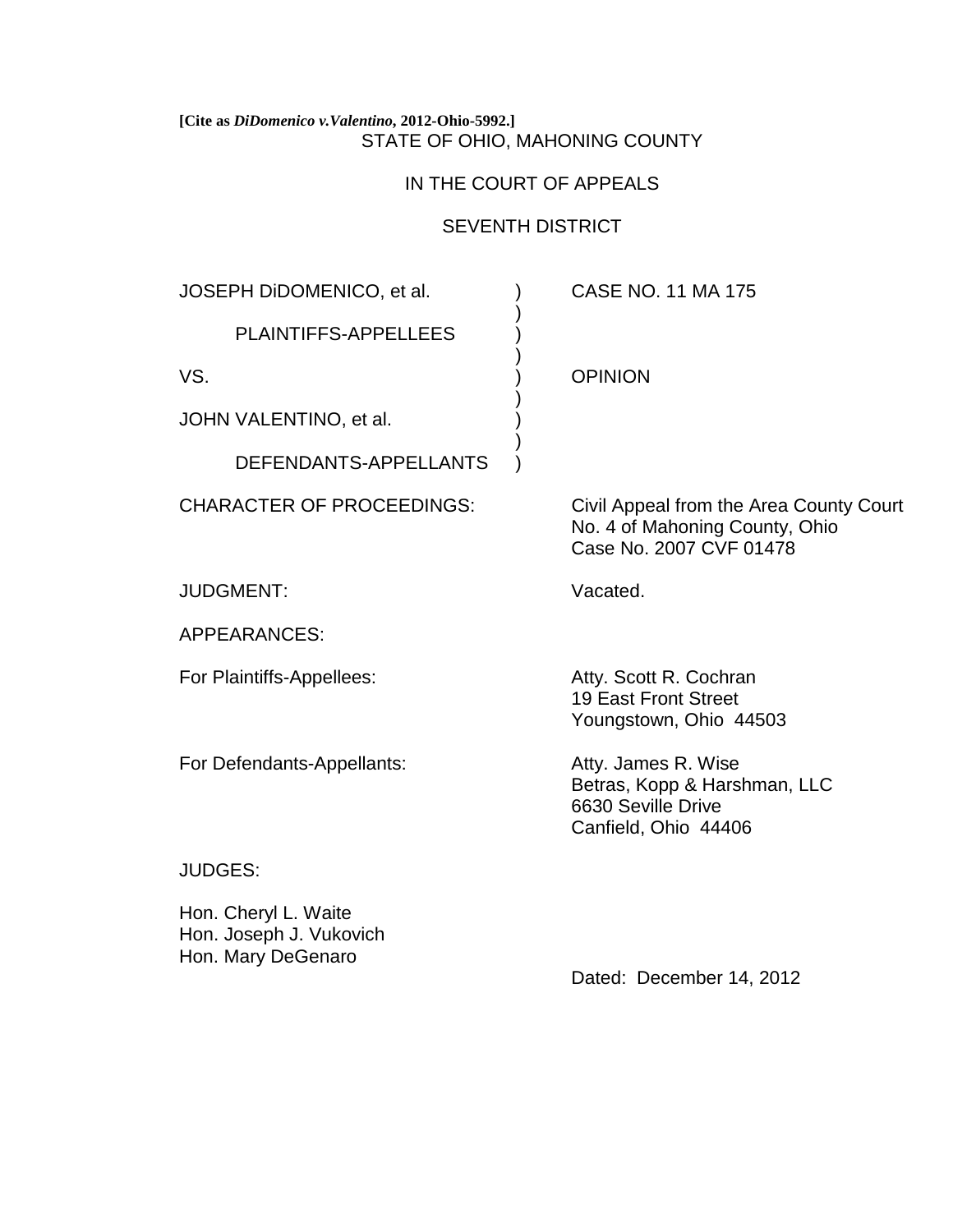**[Cite as *DiDomenico v.Valentino*, 2012-Ohio-5992.]**

STATE OF OHIO, MAHONING COUNTY

IN THE COURT OF APPEALS

SEVENTH DISTRICT

| | | |
|---|---|---|
| JOSEPH DiDOMENICO, et al. | ) | CASE NO. 11 MA 175 |
| PLAINTIFFS-APPELLEES | ) | |
| VS. | ) | OPINION |
| JOHN VALENTINO, et al. | ) | |
| DEFENDANTS-APPELLANTS | ) | |

CHARACTER OF PROCEEDINGS: Civil Appeal from the Area County Court No. 4 of Mahoning County, Ohio Case No. 2007 CVF 01478

JUDGMENT: Vacated.

APPEARANCES:

For Plaintiffs-Appellees:
Atty. Scott R. Cochran
19 East Front Street
Youngstown, Ohio 44503

For Defendants-Appellants:
Atty. James R. Wise
Betras, Kopp & Harshman, LLC
6630 Seville Drive
Canfield, Ohio 44406

JUDGES:

Hon. Cheryl L. Waite
Hon. Joseph J. Vukovich
Hon. Mary DeGenaro

Dated: December 14, 2012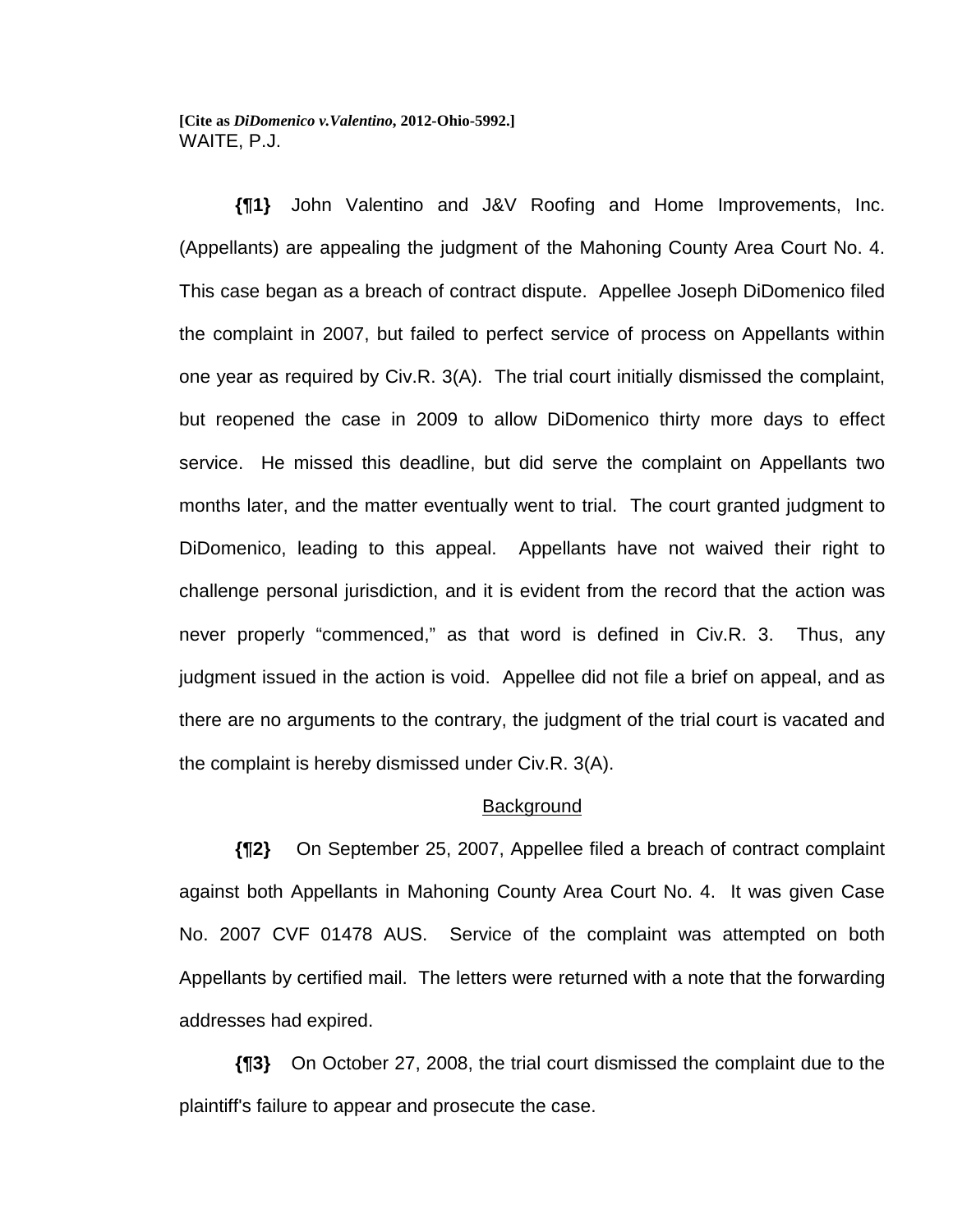**[Cite as *DiDomenico v.Valentino*, 2012-Ohio-5992.]**
WAITE, P.J.

**{¶1}** John Valentino and J&V Roofing and Home Improvements, Inc. (Appellants) are appealing the judgment of the Mahoning County Area Court No. 4. This case began as a breach of contract dispute. Appellee Joseph DiDomenico filed the complaint in 2007, but failed to perfect service of process on Appellants within one year as required by Civ.R. 3(A). The trial court initially dismissed the complaint, but reopened the case in 2009 to allow DiDomenico thirty more days to effect service. He missed this deadline, but did serve the complaint on Appellants two months later, and the matter eventually went to trial. The court granted judgment to DiDomenico, leading to this appeal. Appellants have not waived their right to challenge personal jurisdiction, and it is evident from the record that the action was never properly "commenced," as that word is defined in Civ.R. 3. Thus, any judgment issued in the action is void. Appellee did not file a brief on appeal, and as there are no arguments to the contrary, the judgment of the trial court is vacated and the complaint is hereby dismissed under Civ.R. 3(A).

## Background

**{¶2}** On September 25, 2007, Appellee filed a breach of contract complaint against both Appellants in Mahoning County Area Court No. 4. It was given Case No. 2007 CVF 01478 AUS. Service of the complaint was attempted on both Appellants by certified mail. The letters were returned with a note that the forwarding addresses had expired.

**{¶3}** On October 27, 2008, the trial court dismissed the complaint due to the plaintiff's failure to appear and prosecute the case.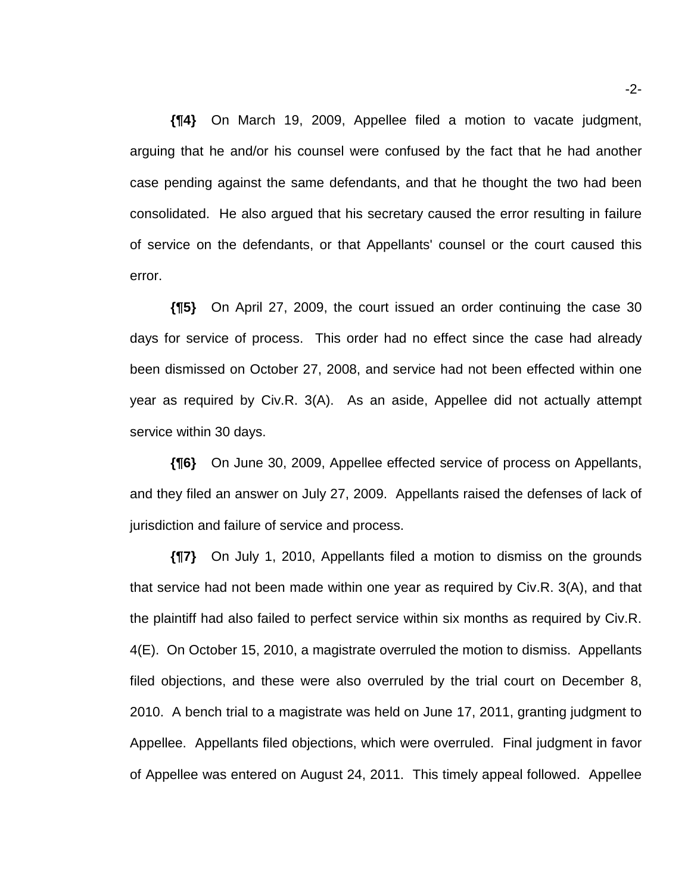**{¶4}** On March 19, 2009, Appellee filed a motion to vacate judgment, arguing that he and/or his counsel were confused by the fact that he had another case pending against the same defendants, and that he thought the two had been consolidated. He also argued that his secretary caused the error resulting in failure of service on the defendants, or that Appellants' counsel or the court caused this error.

**{¶5}** On April 27, 2009, the court issued an order continuing the case 30 days for service of process. This order had no effect since the case had already been dismissed on October 27, 2008, and service had not been effected within one year as required by Civ.R. 3(A). As an aside, Appellee did not actually attempt service within 30 days.

**{¶6}** On June 30, 2009, Appellee effected service of process on Appellants, and they filed an answer on July 27, 2009. Appellants raised the defenses of lack of jurisdiction and failure of service and process.

**{¶7}** On July 1, 2010, Appellants filed a motion to dismiss on the grounds that service had not been made within one year as required by Civ.R. 3(A), and that the plaintiff had also failed to perfect service within six months as required by Civ.R. 4(E). On October 15, 2010, a magistrate overruled the motion to dismiss. Appellants filed objections, and these were also overruled by the trial court on December 8, 2010. A bench trial to a magistrate was held on June 17, 2011, granting judgment to Appellee. Appellants filed objections, which were overruled. Final judgment in favor of Appellee was entered on August 24, 2011. This timely appeal followed. Appellee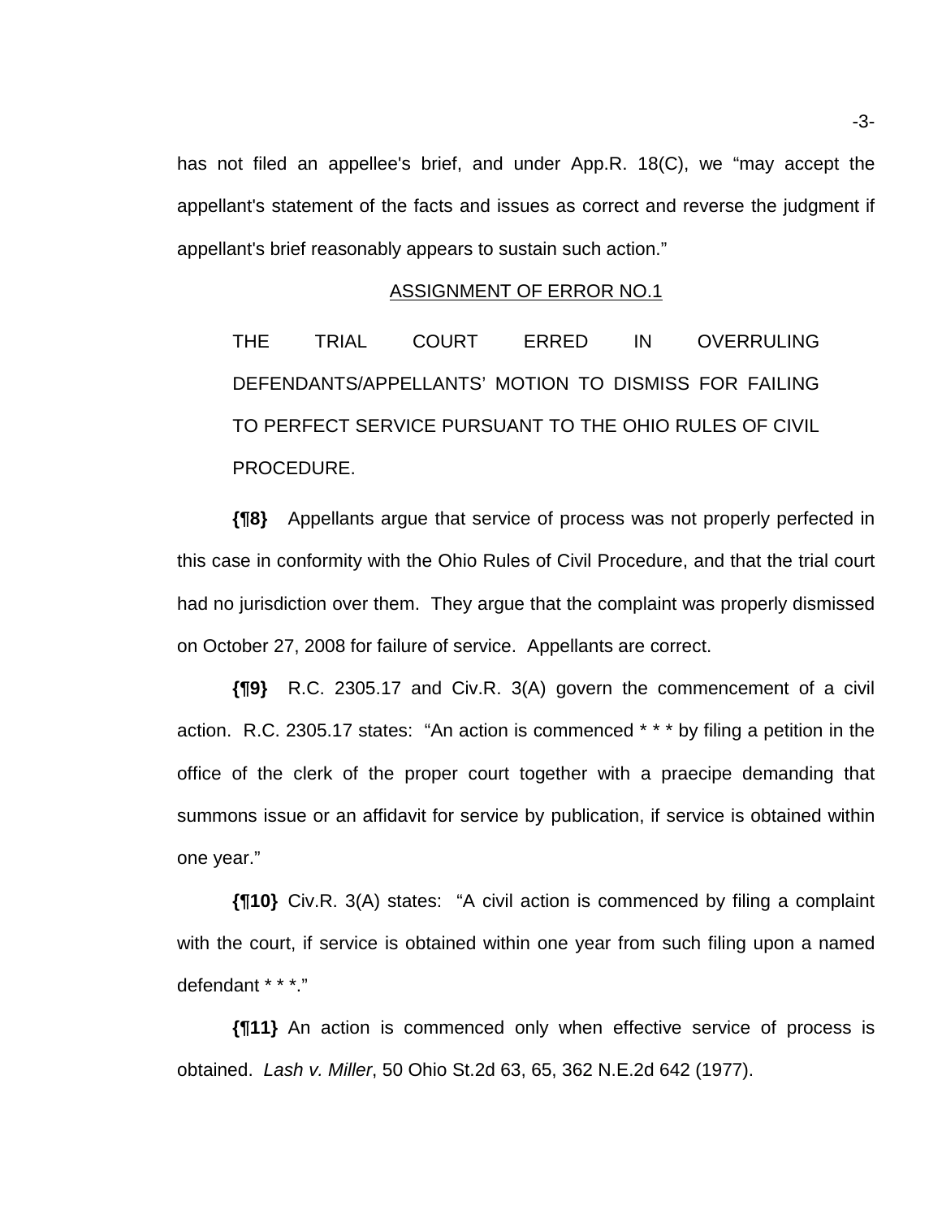has not filed an appellee's brief, and under App.R. 18(C), we "may accept the appellant's statement of the facts and issues as correct and reverse the judgment if appellant's brief reasonably appears to sustain such action."

ASSIGNMENT OF ERROR NO.1

> THE TRIAL COURT ERRED IN OVERRULING DEFENDANTS/APPELLANTS' MOTION TO DISMISS FOR FAILING TO PERFECT SERVICE PURSUANT TO THE OHIO RULES OF CIVIL PROCEDURE.

**{¶8}** Appellants argue that service of process was not properly perfected in this case in conformity with the Ohio Rules of Civil Procedure, and that the trial court had no jurisdiction over them. They argue that the complaint was properly dismissed on October 27, 2008 for failure of service. Appellants are correct.

**{¶9}** R.C. 2305.17 and Civ.R. 3(A) govern the commencement of a civil action. R.C. 2305.17 states: "An action is commenced * * * by filing a petition in the office of the clerk of the proper court together with a praecipe demanding that summons issue or an affidavit for service by publication, if service is obtained within one year."

**{¶10}** Civ.R. 3(A) states: "A civil action is commenced by filing a complaint with the court, if service is obtained within one year from such filing upon a named defendant * * *."

**{¶11}** An action is commenced only when effective service of process is obtained. *Lash v. Miller*, 50 Ohio St.2d 63, 65, 362 N.E.2d 642 (1977).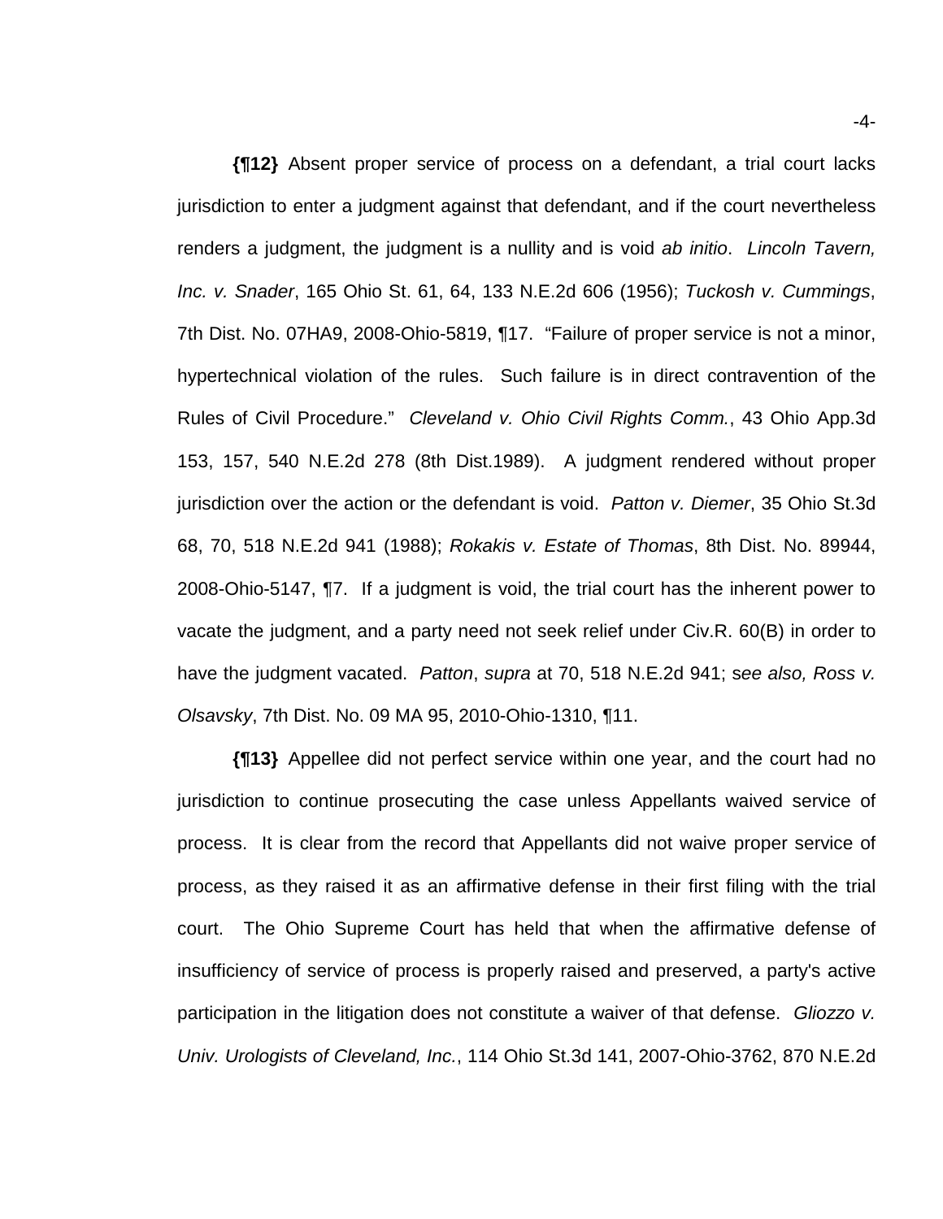**{¶12}** Absent proper service of process on a defendant, a trial court lacks jurisdiction to enter a judgment against that defendant, and if the court nevertheless renders a judgment, the judgment is a nullity and is void *ab initio*. *Lincoln Tavern, Inc. v. Snader*, 165 Ohio St. 61, 64, 133 N.E.2d 606 (1956); *Tuckosh v. Cummings*, 7th Dist. No. 07HA9, 2008-Ohio-5819, ¶17. "Failure of proper service is not a minor, hypertechnical violation of the rules. Such failure is in direct contravention of the Rules of Civil Procedure." *Cleveland v. Ohio Civil Rights Comm.*, 43 Ohio App.3d 153, 157, 540 N.E.2d 278 (8th Dist.1989). A judgment rendered without proper jurisdiction over the action or the defendant is void. *Patton v. Diemer*, 35 Ohio St.3d 68, 70, 518 N.E.2d 941 (1988); *Rokakis v. Estate of Thomas*, 8th Dist. No. 89944, 2008-Ohio-5147, ¶7. If a judgment is void, the trial court has the inherent power to vacate the judgment, and a party need not seek relief under Civ.R. 60(B) in order to have the judgment vacated. *Patton*, *supra* at 70, 518 N.E.2d 941; *see also, Ross v. Olsavsky*, 7th Dist. No. 09 MA 95, 2010-Ohio-1310, ¶11.

**{¶13}** Appellee did not perfect service within one year, and the court had no jurisdiction to continue prosecuting the case unless Appellants waived service of process. It is clear from the record that Appellants did not waive proper service of process, as they raised it as an affirmative defense in their first filing with the trial court. The Ohio Supreme Court has held that when the affirmative defense of insufficiency of service of process is properly raised and preserved, a party's active participation in the litigation does not constitute a waiver of that defense. *Gliozzo v. Univ. Urologists of Cleveland, Inc.*, 114 Ohio St.3d 141, 2007-Ohio-3762, 870 N.E.2d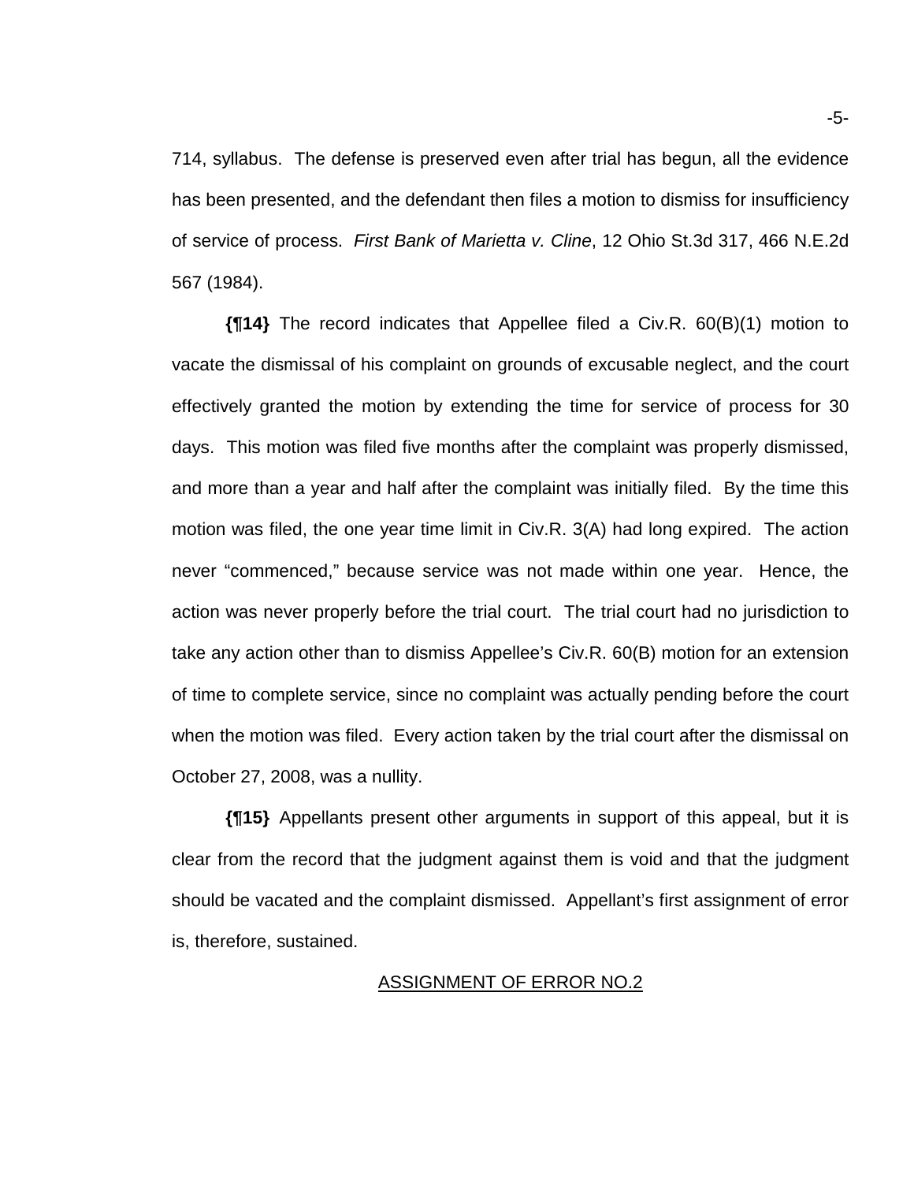714, syllabus. The defense is preserved even after trial has begun, all the evidence has been presented, and the defendant then files a motion to dismiss for insufficiency of service of process. *First Bank of Marietta v. Cline*, 12 Ohio St.3d 317, 466 N.E.2d 567 (1984).

**{¶14}** The record indicates that Appellee filed a Civ.R. 60(B)(1) motion to vacate the dismissal of his complaint on grounds of excusable neglect, and the court effectively granted the motion by extending the time for service of process for 30 days. This motion was filed five months after the complaint was properly dismissed, and more than a year and half after the complaint was initially filed. By the time this motion was filed, the one year time limit in Civ.R. 3(A) had long expired. The action never "commenced," because service was not made within one year. Hence, the action was never properly before the trial court. The trial court had no jurisdiction to take any action other than to dismiss Appellee's Civ.R. 60(B) motion for an extension of time to complete service, since no complaint was actually pending before the court when the motion was filed. Every action taken by the trial court after the dismissal on October 27, 2008, was a nullity.

**{¶15}** Appellants present other arguments in support of this appeal, but it is clear from the record that the judgment against them is void and that the judgment should be vacated and the complaint dismissed. Appellant's first assignment of error is, therefore, sustained.

<u>ASSIGNMENT OF ERROR NO.2</u>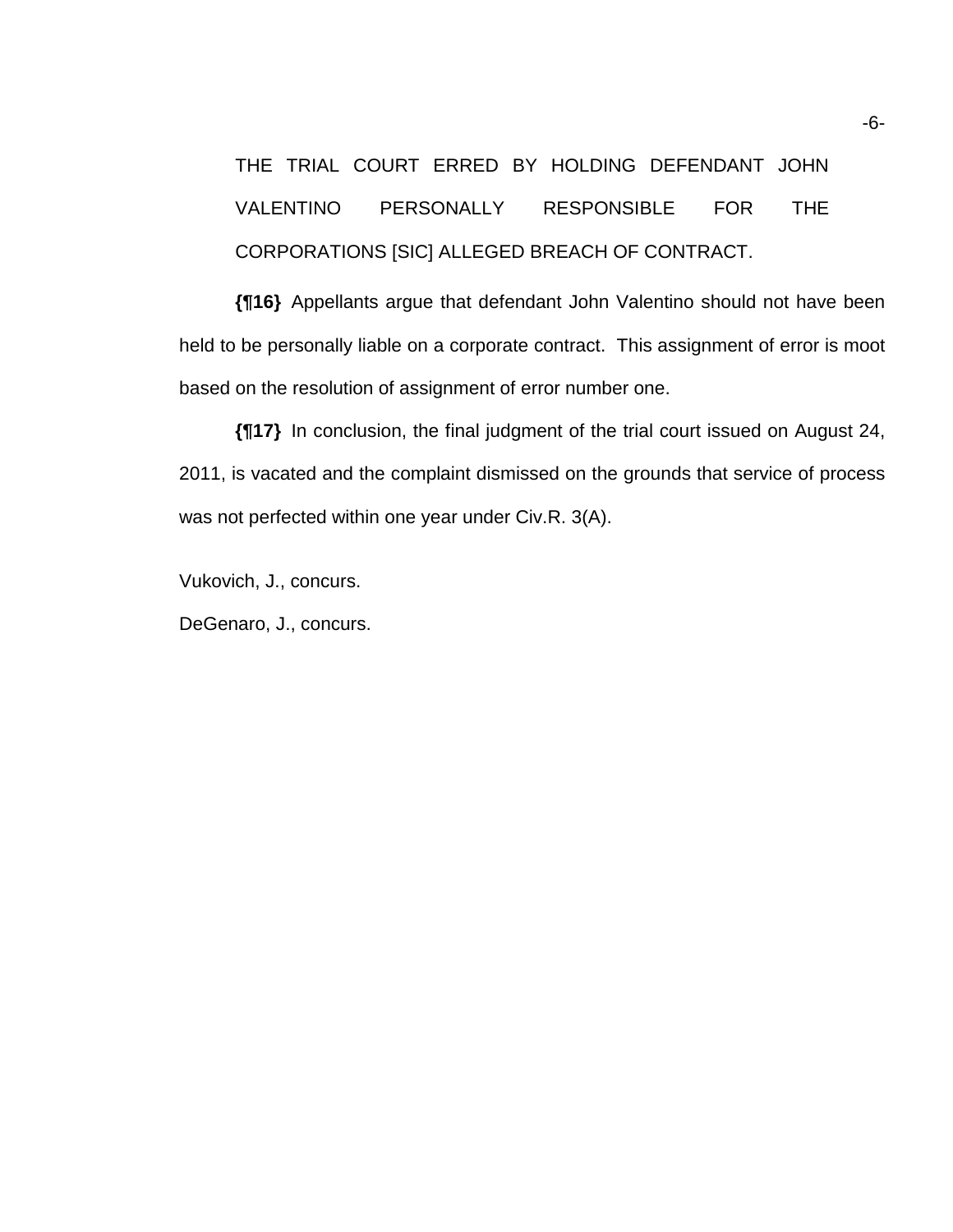THE TRIAL COURT ERRED BY HOLDING DEFENDANT JOHN VALENTINO PERSONALLY RESPONSIBLE FOR THE CORPORATIONS [SIC] ALLEGED BREACH OF CONTRACT.

**{¶16}** Appellants argue that defendant John Valentino should not have been held to be personally liable on a corporate contract. This assignment of error is moot based on the resolution of assignment of error number one.

**{¶17}** In conclusion, the final judgment of the trial court issued on August 24, 2011, is vacated and the complaint dismissed on the grounds that service of process was not perfected within one year under Civ.R. 3(A).

Vukovich, J., concurs.

DeGenaro, J., concurs.